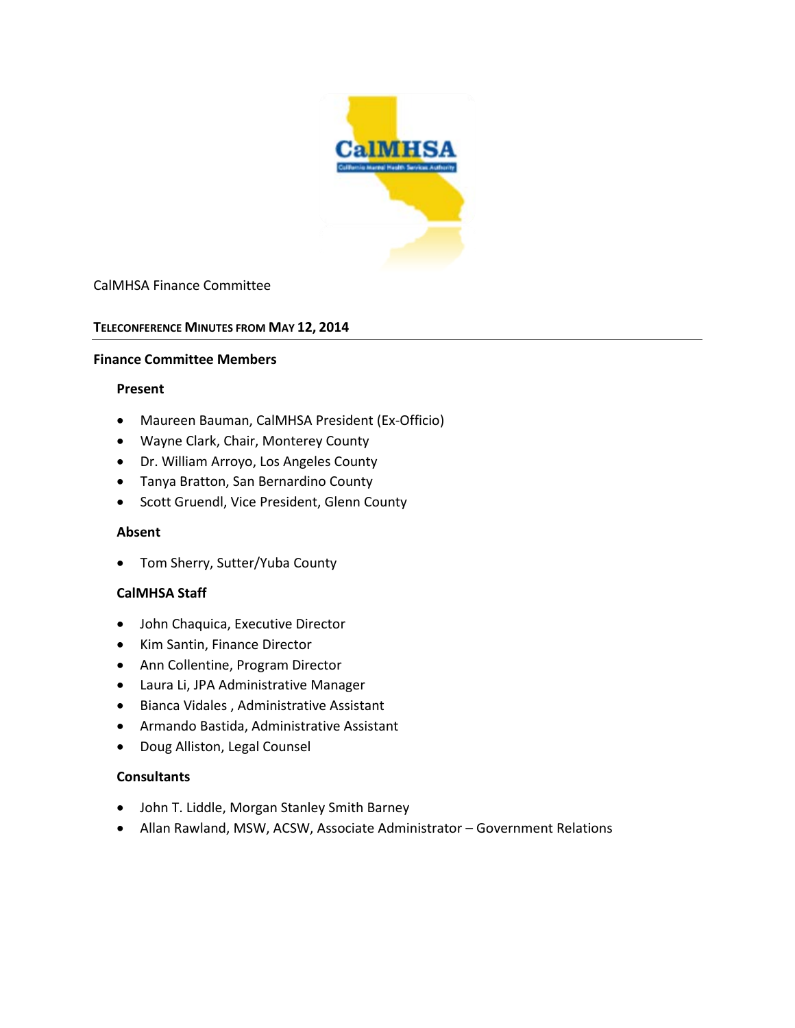CalMHSA Finance Committee

## TELECONFERENCE MINUTES FROM MAY 12, 2014

### Finance Committee Members

**Present**

- Maureen Bauman, CalMHSA President (Ex-Officio)
- Wayne Clark, Chair, Monterey County
- Dr. William Arroyo, Los Angeles County
- Tanya Bratton, San Bernardino County
- Scott Gruendl, Vice President, Glenn County

**Absent**

- Tom Sherry, Sutter/Yuba County

**CalMHSA Staff**

- John Chaquica, Executive Director
- Kim Santin, Finance Director
- Ann Collentine, Program Director
- Laura Li, JPA Administrative Manager
- Bianca Vidales , Administrative Assistant
- Armando Bastida, Administrative Assistant
- Doug Alliston, Legal Counsel

**Consultants**

- John T. Liddle, Morgan Stanley Smith Barney
- Allan Rawland, MSW, ACSW, Associate Administrator – Government Relations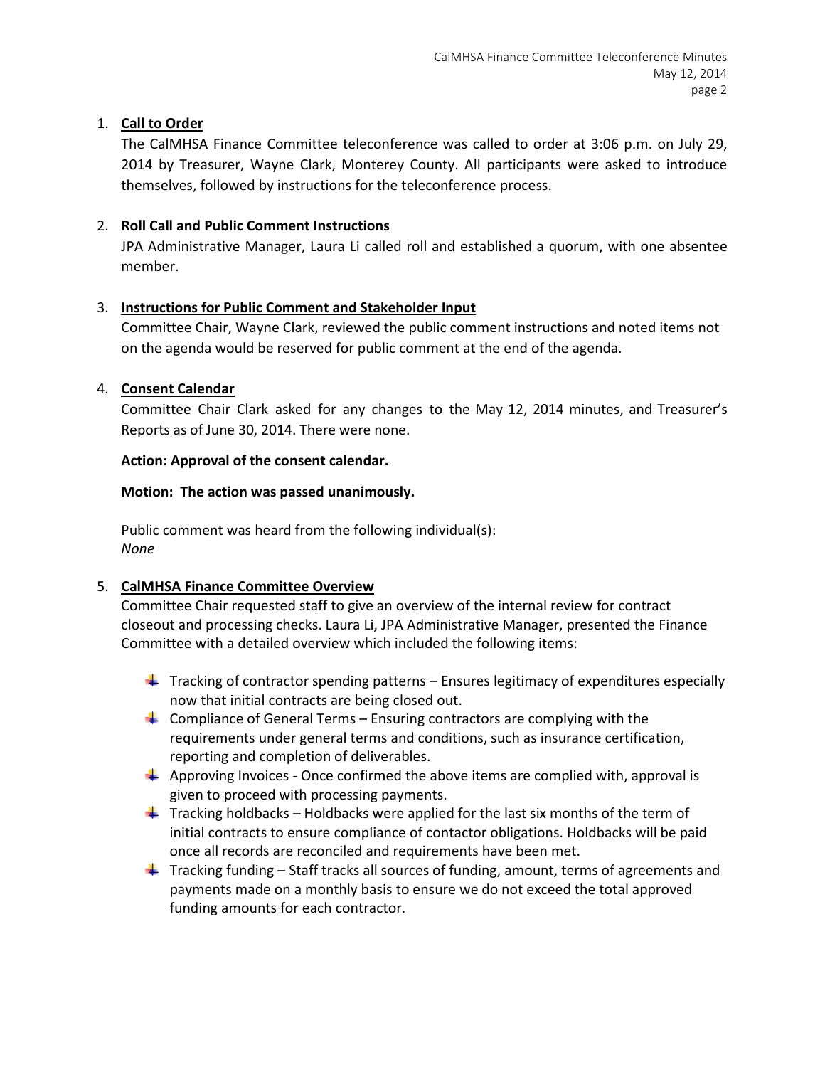1. **Call to Order**

   The CalMHSA Finance Committee teleconference was called to order at 3:06 p.m. on July 29, 2014 by Treasurer, Wayne Clark, Monterey County. All participants were asked to introduce themselves, followed by instructions for the teleconference process.

2. **Roll Call and Public Comment Instructions**

   JPA Administrative Manager, Laura Li called roll and established a quorum, with one absentee member.

3. **Instructions for Public Comment and Stakeholder Input**

   Committee Chair, Wayne Clark, reviewed the public comment instructions and noted items not on the agenda would be reserved for public comment at the end of the agenda.

4. **Consent Calendar**

   Committee Chair Clark asked for any changes to the May 12, 2014 minutes, and Treasurer's Reports as of June 30, 2014. There were none.

   **Action: Approval of the consent calendar.**

   **Motion: The action was passed unanimously.**

   Public comment was heard from the following individual(s):
   *None*

5. **CalMHSA Finance Committee Overview**

   Committee Chair requested staff to give an overview of the internal review for contract closeout and processing checks. Laura Li, JPA Administrative Manager, presented the Finance Committee with a detailed overview which included the following items:

   - Tracking of contractor spending patterns – Ensures legitimacy of expenditures especially now that initial contracts are being closed out.
   - Compliance of General Terms – Ensuring contractors are complying with the requirements under general terms and conditions, such as insurance certification, reporting and completion of deliverables.
   - Approving Invoices - Once confirmed the above items are complied with, approval is given to proceed with processing payments.
   - Tracking holdbacks – Holdbacks were applied for the last six months of the term of initial contracts to ensure compliance of contactor obligations. Holdbacks will be paid once all records are reconciled and requirements have been met.
   - Tracking funding – Staff tracks all sources of funding, amount, terms of agreements and payments made on a monthly basis to ensure we do not exceed the total approved funding amounts for each contractor.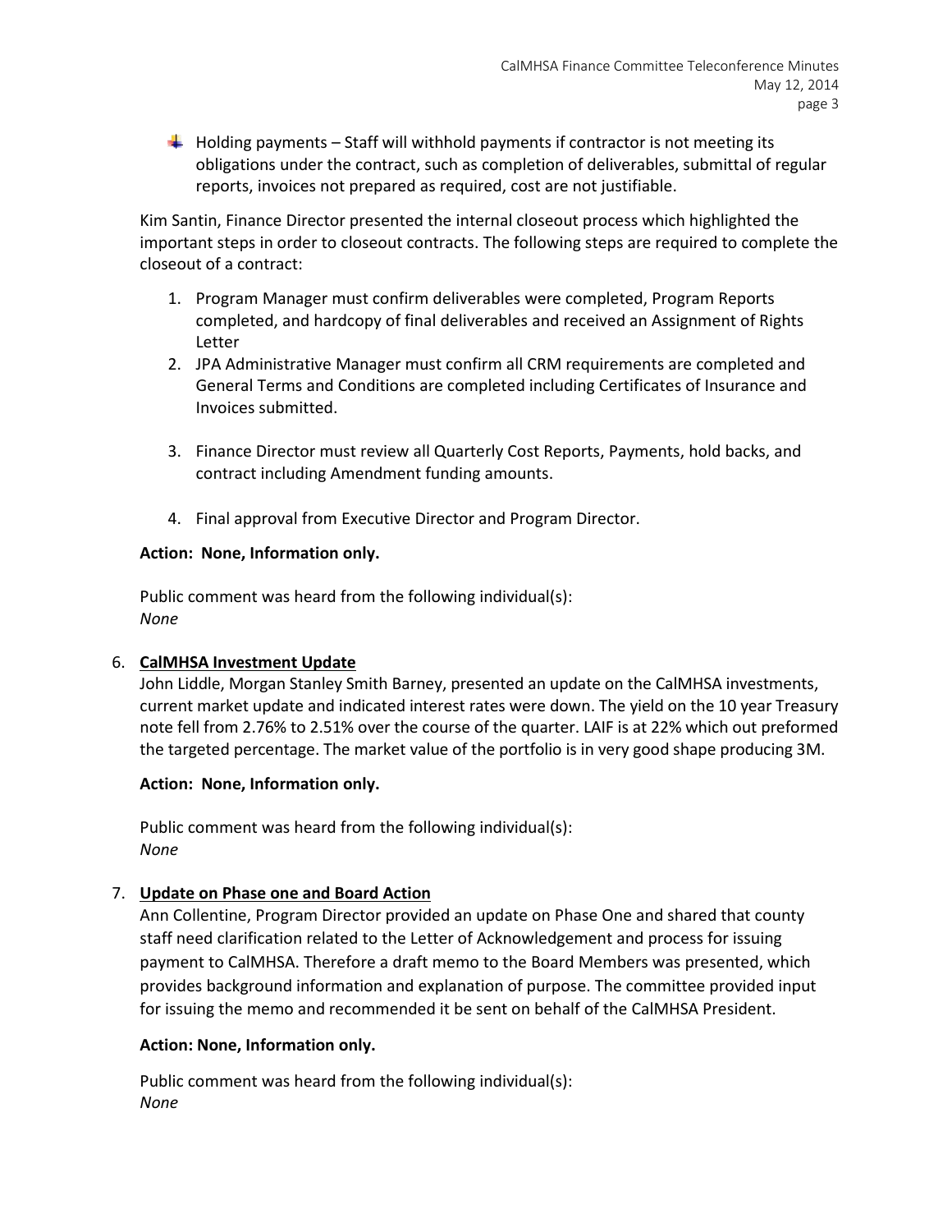- Holding payments – Staff will withhold payments if contractor is not meeting its obligations under the contract, such as completion of deliverables, submittal of regular reports, invoices not prepared as required, cost are not justifiable.

Kim Santin, Finance Director presented the internal closeout process which highlighted the important steps in order to closeout contracts. The following steps are required to complete the closeout of a contract:

1. Program Manager must confirm deliverables were completed, Program Reports completed, and hardcopy of final deliverables and received an Assignment of Rights Letter
2. JPA Administrative Manager must confirm all CRM requirements are completed and General Terms and Conditions are completed including Certificates of Insurance and Invoices submitted.
3. Finance Director must review all Quarterly Cost Reports, Payments, hold backs, and contract including Amendment funding amounts.
4. Final approval from Executive Director and Program Director.

**Action: None, Information only.**

Public comment was heard from the following individual(s):
*None*

6. **CalMHSA Investment Update**

John Liddle, Morgan Stanley Smith Barney, presented an update on the CalMHSA investments, current market update and indicated interest rates were down. The yield on the 10 year Treasury note fell from 2.76% to 2.51% over the course of the quarter. LAIF is at 22% which out preformed the targeted percentage. The market value of the portfolio is in very good shape producing 3M.

**Action: None, Information only.**

Public comment was heard from the following individual(s):
*None*

7. **Update on Phase one and Board Action**

Ann Collentine, Program Director provided an update on Phase One and shared that county staff need clarification related to the Letter of Acknowledgement and process for issuing payment to CalMHSA. Therefore a draft memo to the Board Members was presented, which provides background information and explanation of purpose. The committee provided input for issuing the memo and recommended it be sent on behalf of the CalMHSA President.

**Action: None, Information only.**

Public comment was heard from the following individual(s):
*None*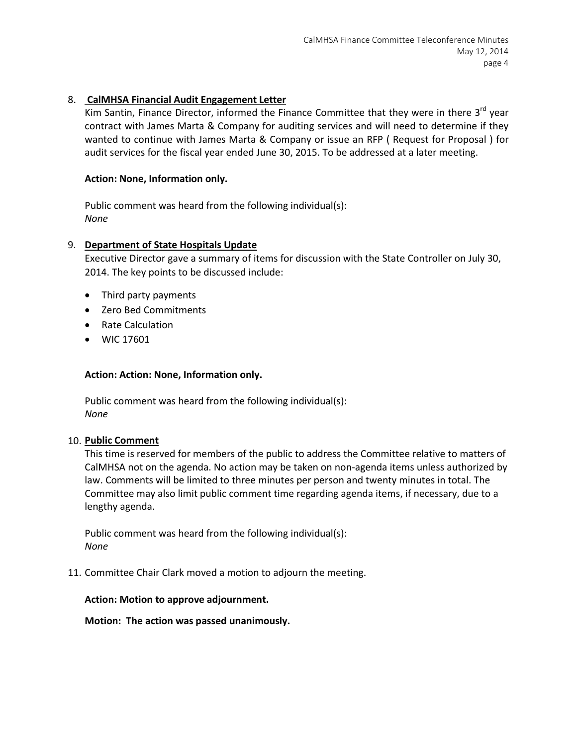8. **CalMHSA Financial Audit Engagement Letter**

   Kim Santin, Finance Director, informed the Finance Committee that they were in there 3rd year contract with James Marta & Company for auditing services and will need to determine if they wanted to continue with James Marta & Company or issue an RFP ( Request for Proposal ) for audit services for the fiscal year ended June 30, 2015. To be addressed at a later meeting.

   **Action: None, Information only.**

   Public comment was heard from the following individual(s):
   *None*

9. **Department of State Hospitals Update**

   Executive Director gave a summary of items for discussion with the State Controller on July 30, 2014. The key points to be discussed include:

   - Third party payments
   - Zero Bed Commitments
   - Rate Calculation
   - WIC 17601

   **Action: Action: None, Information only.**

   Public comment was heard from the following individual(s):
   *None*

10. **Public Comment**

    This time is reserved for members of the public to address the Committee relative to matters of CalMHSA not on the agenda. No action may be taken on non-agenda items unless authorized by law. Comments will be limited to three minutes per person and twenty minutes in total. The Committee may also limit public comment time regarding agenda items, if necessary, due to a lengthy agenda.

    Public comment was heard from the following individual(s):
    *None*

11. Committee Chair Clark moved a motion to adjourn the meeting.

    **Action: Motion to approve adjournment.**

    **Motion: The action was passed unanimously.**